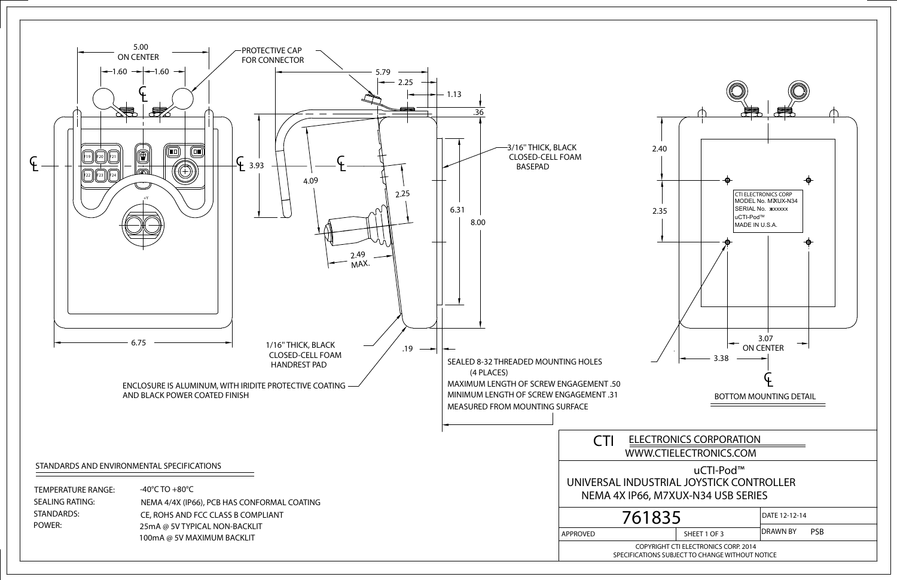PROTECTIVE CAP FOR CONNECTOR

5.00 ON CENTER

1.60 — 1.60

5.79

2.25

1.13

.36

3.93

4.09

2.25

6.31

8.00

2.49 MAX.

3/16" THICK, BLACK CLOSED-CELL FOAM BASEPAD

6.75

1/16" THICK, BLACK CLOSED-CELL FOAM HANDREST PAD

.19

ENCLOSURE IS ALUMINUM, WITH IRIDITE PROTECTIVE COATING AND BLACK POWER COATED FINISH

SEALED 8-32 THREADED MOUNTING HOLES (4 PLACES)
MAXIMUM LENGTH OF SCREW ENGAGEMENT .50
MINIMUM LENGTH OF SCREW ENGAGEMENT .31
MEASURED FROM MOUNTING SURFACE

2.40

2.35

CTI ELECTRONICS CORP
MODEL No. M7XUX-N34
SERIAL No. xxxxxx
uCTI-Pod™
MADE IN U.S.A.

3.07 ON CENTER

3.38

BOTTOM MOUNTING DETAIL

## STANDARDS AND ENVIRONMENTAL SPECIFICATIONS

| | |
|---|---|
| TEMPERATURE RANGE: | -40°C TO +80°C |
| SEALING RATING: | NEMA 4/4X (IP66), PCB HAS CONFORMAL COATING |
| STANDARDS: | CE, ROHS AND FCC CLASS B COMPLIANT |
| POWER: | 25mA @ 5V TYPICAL NON-BACKLIT<br>100mA @ 5V MAXIMUM BACKLIT |

CTI ELECTRONICS CORPORATION
WWW.CTIELECTRONICS.COM

uCTI-Pod™
UNIVERSAL INDUSTRIAL JOYSTICK CONTROLLER
NEMA 4X IP66, M7XUX-N34 USB SERIES

| 761835 | | DATE 12-12-14 |
|---|---|---|
| APPROVED | SHEET 1 OF 3 | DRAWN BY PSB |

COPYRIGHT CTI ELECTRONICS CORP. 2014
SPECIFICATIONS SUBJECT TO CHANGE WITHOUT NOTICE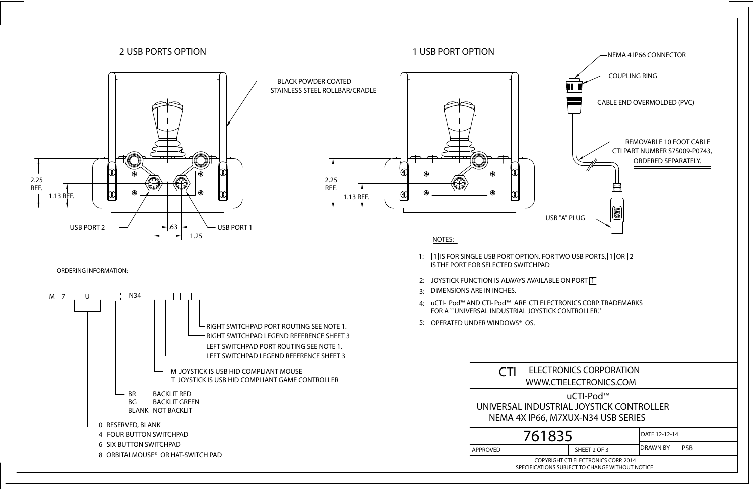## 2 USB PORTS OPTION

BLACK POWDER COATED STAINLESS STEEL ROLLBAR/CRADLE

2.25 REF.

1.13 REF.

USB PORT 2

.63

1.25

USB PORT 1

## 1 USB PORT OPTION

2.25 REF.

1.13 REF.

NEMA 4 IP66 CONNECTOR

COUPLING RING

CABLE END OVERMOLDED (PVC)

REMOVABLE 10 FOOT CABLE
CTI PART NUMBER S7S009-P0743,
ORDERED SEPARATELY.

USB "A" PLUG

### NOTES:

1: [1] IS FOR SINGLE USB PORT OPTION. FOR TWO USB PORTS, [1] OR [2] IS THE PORT FOR SELECTED SWITCHPAD

2: JOYSTICK FUNCTION IS ALWAYS AVAILABLE ON PORT [1]

3: DIMENSIONS ARE IN INCHES.

4: uCTI- Pod™ AND CTI-Pod™ ARE CTI ELECTRONICS CORP. TRADEMARKS FOR A ``UNIVERSAL INDUSTRIAL JOYSTICK CONTROLLER.''

5: OPERATED UNDER WINDOWS® OS.

### ORDERING INFORMATION:

M 7 [ ] U [ ] [ ] - N34 - [ ] [ ] [ ] [ ] [ ]

- RIGHT SWITCHPAD PORT ROUTING SEE NOTE 1.
- RIGHT SWITCHPAD LEGEND REFERENCE SHEET 3
- LEFT SWITCHPAD PORT ROUTING SEE NOTE 1.
- LEFT SWITCHPAD LEGEND REFERENCE SHEET 3
- M JOYSTICK IS USB HID COMPLIANT MOUSE
  T JOYSTICK IS USB HID COMPLIANT GAME CONTROLLER
- BR BACKLIT RED
  BG BACKLIT GREEN
  BLANK NOT BACKLIT
- 0 RESERVED, BLANK
  4 FOUR BUTTON SWITCHPAD
  6 SIX BUTTON SWITCHPAD
  8 ORBITALMOUSE® OR HAT-SWITCH PAD

---

CTI ELECTRONICS CORPORATION
WWW.CTIELECTRONICS.COM

uCTI-Pod™
UNIVERSAL INDUSTRIAL JOYSTICK CONTROLLER
NEMA 4X IP66, M7XUX-N34 USB SERIES

| 761835 | | DATE 12-12-14 |
|---|---|---|
| APPROVED | SHEET 2 OF 3 | DRAWN BY PSB |

COPYRIGHT CTI ELECTRONICS CORP. 2014
SPECIFICATIONS SUBJECT TO CHANGE WITHOUT NOTICE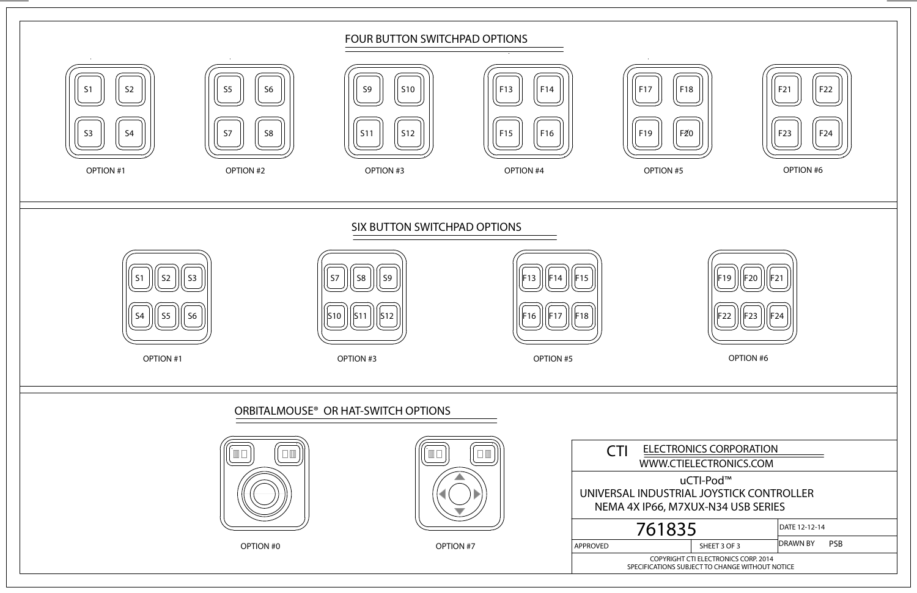## FOUR BUTTON SWITCHPAD OPTIONS

S1 S2
S3 S4
OPTION #1

S5 S6
S7 S8
OPTION #2

S9 S10
S11 S12
OPTION #3

F13 F14
F15 F16
OPTION #4

F17 F18
F19 F20
OPTION #5

F21 F22
F23 F24
OPTION #6

## SIX BUTTON SWITCHPAD OPTIONS

S1 S2 S3
S4 S5 S6
OPTION #1

S7 S8 S9
S10 S11 S12
OPTION #3

F13 F14 F15
F16 F17 F18
OPTION #5

F19 F20 F21
F22 F23 F24
OPTION #6

## ORBITALMOUSE® OR HAT-SWITCH OPTIONS

OPTION #0

OPTION #7

CTI ELECTRONICS CORPORATION
WWW.CTIELECTRONICS.COM

uCTI-Pod™
UNIVERSAL INDUSTRIAL JOYSTICK CONTROLLER
NEMA 4X IP66, M7XUX-N34 USB SERIES

| | | |
|---|---|---|
| 761835 | | DATE 12-12-14 |
| APPROVED | SHEET 3 OF 3 | DRAWN BY PSB |

COPYRIGHT CTI ELECTRONICS CORP. 2014
SPECIFICATIONS SUBJECT TO CHANGE WITHOUT NOTICE